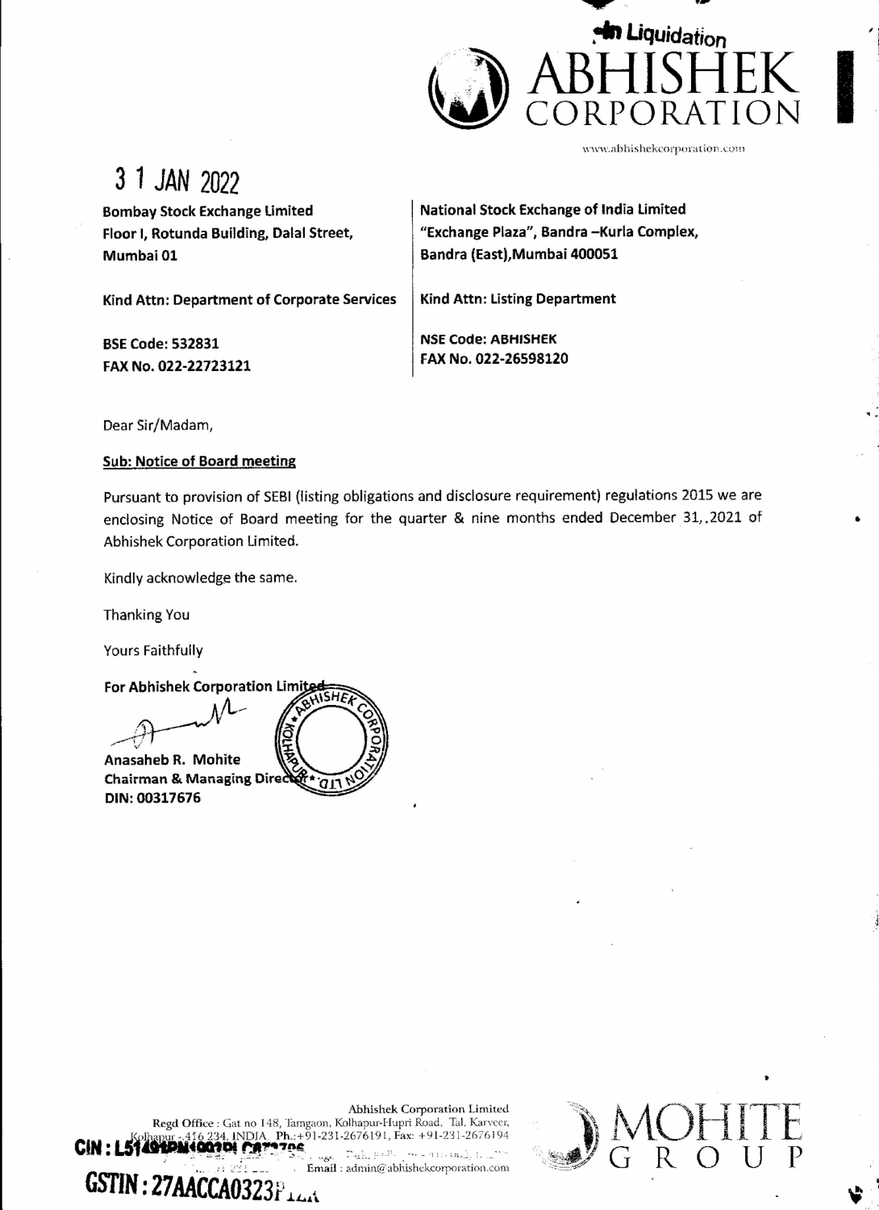In Liquidation
ABHISHEK CORPORATION

www.abhishekcorporation.com

31 JAN 2022

| Bombay Stock Exchange Limited<br>Floor I, Rotunda Building, Dalal Street,<br>Mumbai 01 | National Stock Exchange of India Limited<br>"Exchange Plaza", Bandra –Kurla Complex,<br>Bandra (East),Mumbai 400051 |
|---|---|
| Kind Attn: Department of Corporate Services | Kind Attn: Listing Department |
| BSE Code: 532831<br>FAX No. 022-22723121 | NSE Code: ABHISHEK<br>FAX No. 022-26598120 |

Dear Sir/Madam,

**Sub: Notice of Board meeting**

Pursuant to provision of SEBI (listing obligations and disclosure requirement) regulations 2015 we are enclosing Notice of Board meeting for the quarter & nine months ended December 31,.2021 of Abhishek Corporation Limited.

Kindly acknowledge the same.

Thanking You

Yours Faithfully

**For Abhishek Corporation Limited**

**Anasaheb R. Mohite**
**Chairman & Managing Director**
**DIN: 00317676**

Abhishek Corporation Limited
Regd Office : Gat no 148, Tamgaon, Kolhapur-Hupri Road, Tal. Karveer, Kolhapur - 416 234. INDIA. Ph.:+91-231-2676191, Fax: +91-231-2676194
Email : admin@abhishekcorporation.com

**CIN : L51491PN1993PLC07**

**GSTIN : 27AACCA0323P**

MOHITE GROUP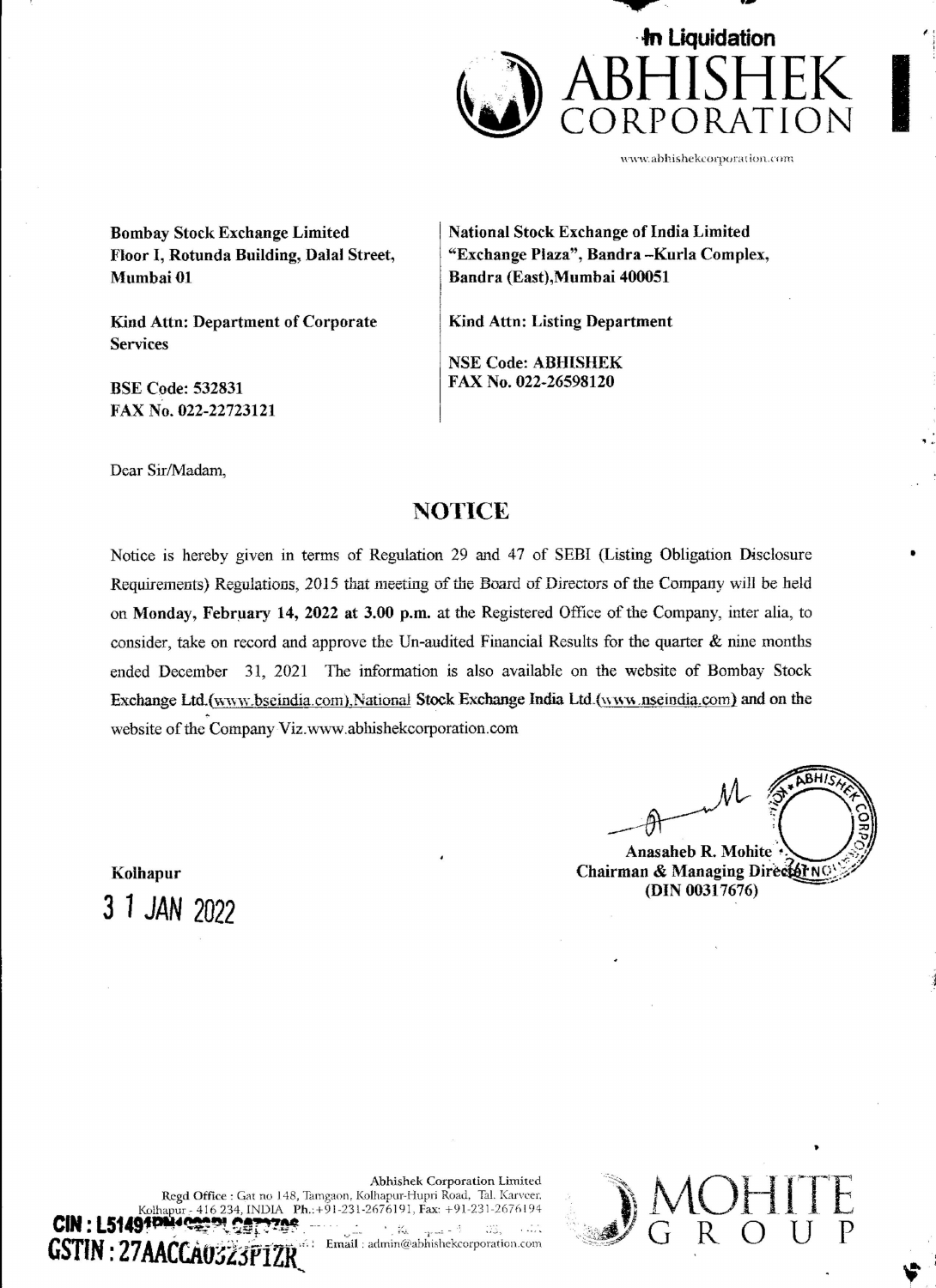In Liquidation

# ABHISHEK CORPORATION

www.abhishekcorporation.com

**Bombay Stock Exchange Limited**
**Floor I, Rotunda Building, Dalal Street,**
**Mumbai 01**

**Kind Attn: Department of Corporate Services**

**BSE Code: 532831**
**FAX No. 022-22723121**

**National Stock Exchange of India Limited**
**"Exchange Plaza", Bandra –Kurla Complex,**
**Bandra (East),Mumbai 400051**

**Kind Attn: Listing Department**

**NSE Code: ABHISHEK**
**FAX No. 022-26598120**

Dear Sir/Madam,

## NOTICE

Notice is hereby given in terms of Regulation 29 and 47 of SEBI (Listing Obligation Disclosure Requirements) Regulations, 2015 that meeting of the Board of Directors of the Company will be held on **Monday, February 14, 2022 at 3.00 p.m.** at the Registered Office of the Company, inter alia, to consider, take on record and approve the Un-audited Financial Results for the quarter & nine months ended December 31, 2021 The information is also available on the website of Bombay Stock Exchange Ltd.(www.bseindia.com),National Stock Exchange India Ltd.(www.nseindia.com) and on the website of the Company Viz.www.abhishekcorporation.com

**Anasaheb R. Mohite**
**Chairman & Managing Director**
**(DIN 00317676)**

Kolhapur

31 JAN 2022

Abhishek Corporation Limited
Regd Office : Gat no 148, Tamgaon, Kolhapur-Hupri Road, Tal. Karveer. Kolhapur - 416 234, INDIA Ph.:+91-231-2676191, Fax: +91-231-2676194
Email : admin@abhishekcorporation.com

CIN : L51491PN1993PLC073706
GSTIN : 27AACCA0323P1ZR

MOHITE GROUP